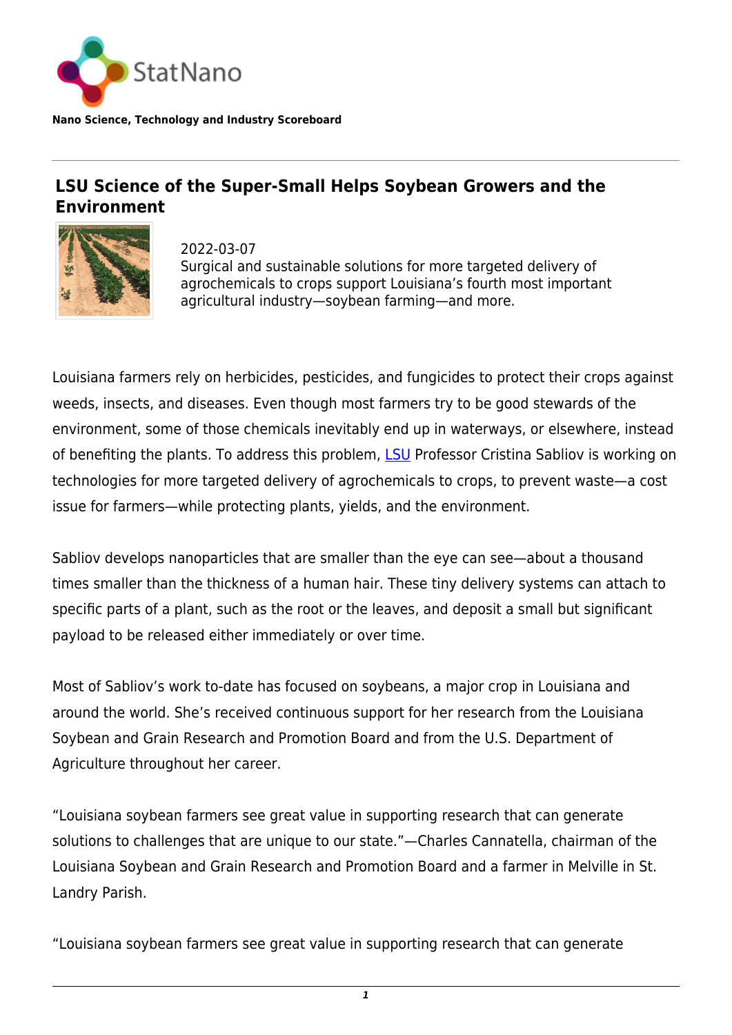# LSU Science of the Super-Small Helps Soybean Growers and the Environment

2022-03-07
Surgical and sustainable solutions for more targeted delivery of agrochemicals to crops support Louisiana's fourth most important agricultural industry—soybean farming—and more.

Louisiana farmers rely on herbicides, pesticides, and fungicides to protect their crops against weeds, insects, and diseases. Even though most farmers try to be good stewards of the environment, some of those chemicals inevitably end up in waterways, or elsewhere, instead of benefiting the plants. To address this problem, LSU Professor Cristina Sabliov is working on technologies for more targeted delivery of agrochemicals to crops, to prevent waste—a cost issue for farmers—while protecting plants, yields, and the environment.

Sabliov develops nanoparticles that are smaller than the eye can see—about a thousand times smaller than the thickness of a human hair. These tiny delivery systems can attach to specific parts of a plant, such as the root or the leaves, and deposit a small but significant payload to be released either immediately or over time.

Most of Sabliov's work to-date has focused on soybeans, a major crop in Louisiana and around the world. She's received continuous support for her research from the Louisiana Soybean and Grain Research and Promotion Board and from the U.S. Department of Agriculture throughout her career.

"Louisiana soybean farmers see great value in supporting research that can generate solutions to challenges that are unique to our state."—Charles Cannatella, chairman of the Louisiana Soybean and Grain Research and Promotion Board and a farmer in Melville in St. Landry Parish.

"Louisiana soybean farmers see great value in supporting research that can generate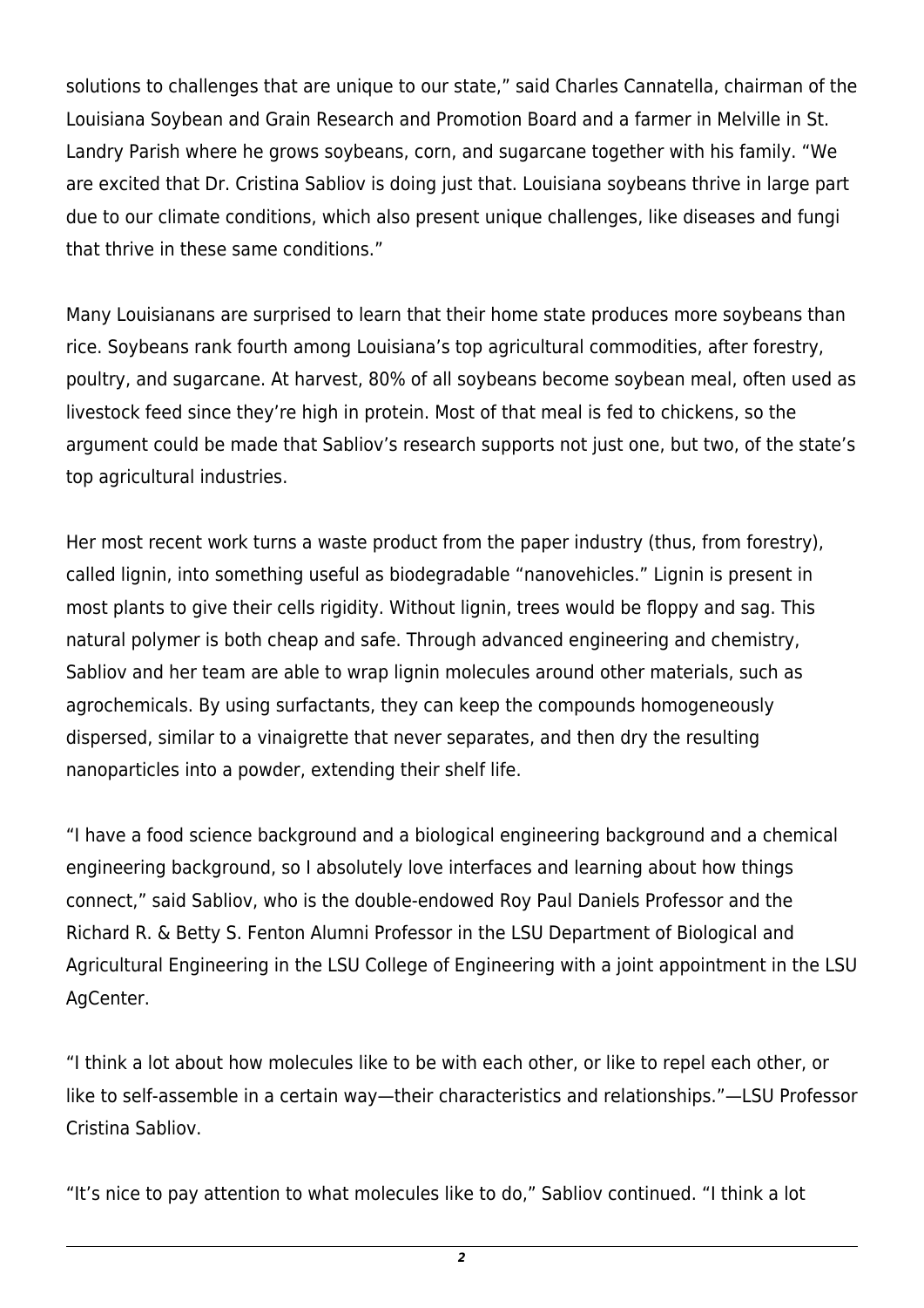solutions to challenges that are unique to our state," said Charles Cannatella, chairman of the Louisiana Soybean and Grain Research and Promotion Board and a farmer in Melville in St. Landry Parish where he grows soybeans, corn, and sugarcane together with his family. "We are excited that Dr. Cristina Sabliov is doing just that. Louisiana soybeans thrive in large part due to our climate conditions, which also present unique challenges, like diseases and fungi that thrive in these same conditions."

Many Louisianans are surprised to learn that their home state produces more soybeans than rice. Soybeans rank fourth among Louisiana's top agricultural commodities, after forestry, poultry, and sugarcane. At harvest, 80% of all soybeans become soybean meal, often used as livestock feed since they're high in protein. Most of that meal is fed to chickens, so the argument could be made that Sabliov's research supports not just one, but two, of the state's top agricultural industries.

Her most recent work turns a waste product from the paper industry (thus, from forestry), called lignin, into something useful as biodegradable "nanovehicles." Lignin is present in most plants to give their cells rigidity. Without lignin, trees would be floppy and sag. This natural polymer is both cheap and safe. Through advanced engineering and chemistry, Sabliov and her team are able to wrap lignin molecules around other materials, such as agrochemicals. By using surfactants, they can keep the compounds homogeneously dispersed, similar to a vinaigrette that never separates, and then dry the resulting nanoparticles into a powder, extending their shelf life.

"I have a food science background and a biological engineering background and a chemical engineering background, so I absolutely love interfaces and learning about how things connect," said Sabliov, who is the double-endowed Roy Paul Daniels Professor and the Richard R. & Betty S. Fenton Alumni Professor in the LSU Department of Biological and Agricultural Engineering in the LSU College of Engineering with a joint appointment in the LSU AgCenter.

"I think a lot about how molecules like to be with each other, or like to repel each other, or like to self-assemble in a certain way—their characteristics and relationships."—LSU Professor Cristina Sabliov.

"It's nice to pay attention to what molecules like to do," Sabliov continued. "I think a lot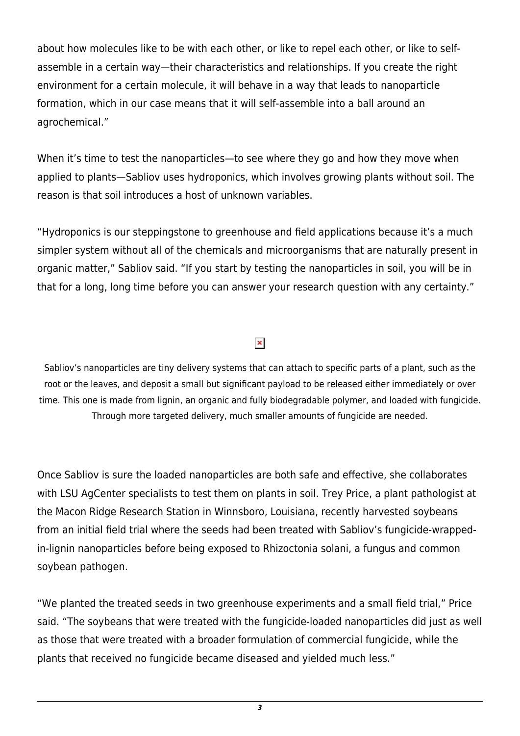about how molecules like to be with each other, or like to repel each other, or like to self-assemble in a certain way—their characteristics and relationships. If you create the right environment for a certain molecule, it will behave in a way that leads to nanoparticle formation, which in our case means that it will self-assemble into a ball around an agrochemical."

When it's time to test the nanoparticles—to see where they go and how they move when applied to plants—Sabliov uses hydroponics, which involves growing plants without soil. The reason is that soil introduces a host of unknown variables.

"Hydroponics is our steppingstone to greenhouse and field applications because it's a much simpler system without all of the chemicals and microorganisms that are naturally present in organic matter," Sabliov said. "If you start by testing the nanoparticles in soil, you will be in that for a long, long time before you can answer your research question with any certainty."

Sabliov's nanoparticles are tiny delivery systems that can attach to specific parts of a plant, such as the root or the leaves, and deposit a small but significant payload to be released either immediately or over time. This one is made from lignin, an organic and fully biodegradable polymer, and loaded with fungicide. Through more targeted delivery, much smaller amounts of fungicide are needed.

Once Sabliov is sure the loaded nanoparticles are both safe and effective, she collaborates with LSU AgCenter specialists to test them on plants in soil. Trey Price, a plant pathologist at the Macon Ridge Research Station in Winnsboro, Louisiana, recently harvested soybeans from an initial field trial where the seeds had been treated with Sabliov's fungicide-wrapped-in-lignin nanoparticles before being exposed to Rhizoctonia solani, a fungus and common soybean pathogen.

"We planted the treated seeds in two greenhouse experiments and a small field trial," Price said. "The soybeans that were treated with the fungicide-loaded nanoparticles did just as well as those that were treated with a broader formulation of commercial fungicide, while the plants that received no fungicide became diseased and yielded much less."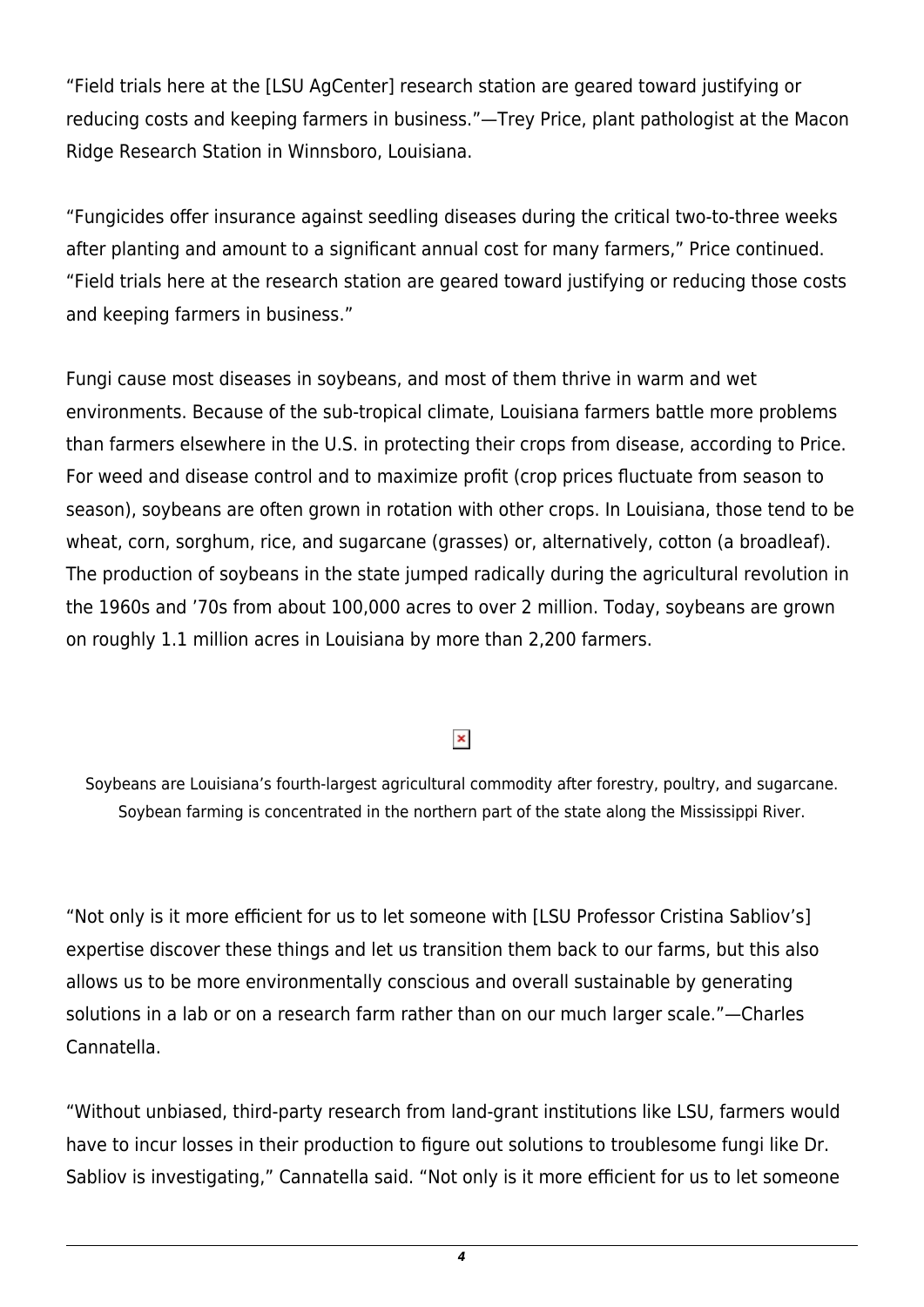“Field trials here at the [LSU AgCenter] research station are geared toward justifying or reducing costs and keeping farmers in business.”—Trey Price, plant pathologist at the Macon Ridge Research Station in Winnsboro, Louisiana.

“Fungicides offer insurance against seedling diseases during the critical two-to-three weeks after planting and amount to a significant annual cost for many farmers,” Price continued. “Field trials here at the research station are geared toward justifying or reducing those costs and keeping farmers in business.”

Fungi cause most diseases in soybeans, and most of them thrive in warm and wet environments. Because of the sub-tropical climate, Louisiana farmers battle more problems than farmers elsewhere in the U.S. in protecting their crops from disease, according to Price. For weed and disease control and to maximize profit (crop prices fluctuate from season to season), soybeans are often grown in rotation with other crops. In Louisiana, those tend to be wheat, corn, sorghum, rice, and sugarcane (grasses) or, alternatively, cotton (a broadleaf). The production of soybeans in the state jumped radically during the agricultural revolution in the 1960s and ’70s from about 100,000 acres to over 2 million. Today, soybeans are grown on roughly 1.1 million acres in Louisiana by more than 2,200 farmers.

Soybeans are Louisiana’s fourth-largest agricultural commodity after forestry, poultry, and sugarcane. Soybean farming is concentrated in the northern part of the state along the Mississippi River.

“Not only is it more efficient for us to let someone with [LSU Professor Cristina Sabliov’s] expertise discover these things and let us transition them back to our farms, but this also allows us to be more environmentally conscious and overall sustainable by generating solutions in a lab or on a research farm rather than on our much larger scale.”—Charles Cannatella.

“Without unbiased, third-party research from land-grant institutions like LSU, farmers would have to incur losses in their production to figure out solutions to troublesome fungi like Dr. Sabliov is investigating,” Cannatella said. “Not only is it more efficient for us to let someone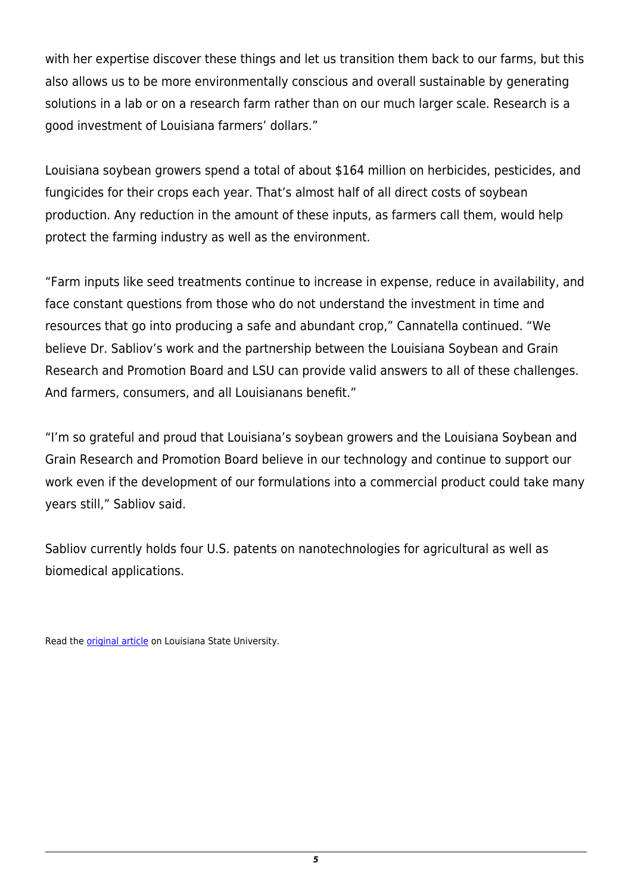with her expertise discover these things and let us transition them back to our farms, but this also allows us to be more environmentally conscious and overall sustainable by generating solutions in a lab or on a research farm rather than on our much larger scale. Research is a good investment of Louisiana farmers' dollars."

Louisiana soybean growers spend a total of about $164 million on herbicides, pesticides, and fungicides for their crops each year. That's almost half of all direct costs of soybean production. Any reduction in the amount of these inputs, as farmers call them, would help protect the farming industry as well as the environment.

"Farm inputs like seed treatments continue to increase in expense, reduce in availability, and face constant questions from those who do not understand the investment in time and resources that go into producing a safe and abundant crop," Cannatella continued. "We believe Dr. Sabliov's work and the partnership between the Louisiana Soybean and Grain Research and Promotion Board and LSU can provide valid answers to all of these challenges. And farmers, consumers, and all Louisianans benefit."

"I'm so grateful and proud that Louisiana's soybean growers and the Louisiana Soybean and Grain Research and Promotion Board believe in our technology and continue to support our work even if the development of our formulations into a commercial product could take many years still," Sabliov said.

Sabliov currently holds four U.S. patents on nanotechnologies for agricultural as well as biomedical applications.

Read the original article on Louisiana State University.